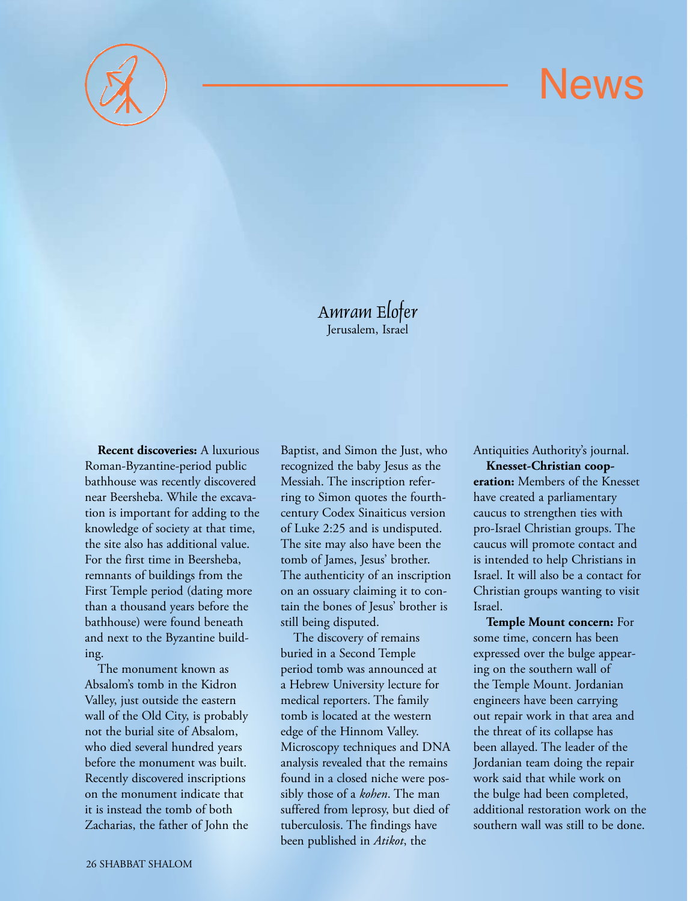# News

*Amram Elofer*
Jerusalem, Israel

**Recent discoveries:** A luxurious Roman-Byzantine-period public bathhouse was recently discovered near Beersheba. While the excavation is important for adding to the knowledge of society at that time, the site also has additional value. For the first time in Beersheba, remnants of buildings from the First Temple period (dating more than a thousand years before the bathhouse) were found beneath and next to the Byzantine building.

The monument known as Absalom's tomb in the Kidron Valley, just outside the eastern wall of the Old City, is probably not the burial site of Absalom, who died several hundred years before the monument was built. Recently discovered inscriptions on the monument indicate that it is instead the tomb of both Zacharias, the father of John the Baptist, and Simon the Just, who recognized the baby Jesus as the Messiah. The inscription referring to Simon quotes the fourth-century Codex Sinaiticus version of Luke 2:25 and is undisputed. The site may also have been the tomb of James, Jesus' brother. The authenticity of an inscription on an ossuary claiming it to contain the bones of Jesus' brother is still being disputed.

The discovery of remains buried in a Second Temple period tomb was announced at a Hebrew University lecture for medical reporters. The family tomb is located at the western edge of the Hinnom Valley. Microscopy techniques and DNA analysis revealed that the remains found in a closed niche were possibly those of a *kohen*. The man suffered from leprosy, but died of tuberculosis. The findings have been published in *Atikot*, the Antiquities Authority's journal.

**Knesset-Christian cooperation:** Members of the Knesset have created a parliamentary caucus to strengthen ties with pro-Israel Christian groups. The caucus will promote contact and is intended to help Christians in Israel. It will also be a contact for Christian groups wanting to visit Israel.

**Temple Mount concern:** For some time, concern has been expressed over the bulge appearing on the southern wall of the Temple Mount. Jordanian engineers have been carrying out repair work in that area and the threat of its collapse has been allayed. The leader of the Jordanian team doing the repair work said that while work on the bulge had been completed, additional restoration work on the southern wall was still to be done.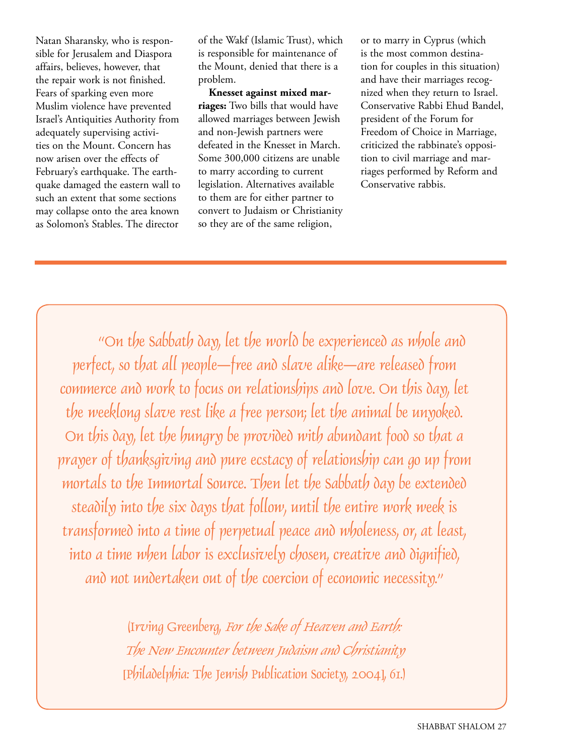Natan Sharansky, who is responsible for Jerusalem and Diaspora affairs, believes, however, that the repair work is not finished. Fears of sparking even more Muslim violence have prevented Israel's Antiquities Authority from adequately supervising activities on the Mount. Concern has now arisen over the effects of February's earthquake. The earthquake damaged the eastern wall to such an extent that some sections may collapse onto the area known as Solomon's Stables. The director of the Wakf (Islamic Trust), which is responsible for maintenance of the Mount, denied that there is a problem.

**Knesset against mixed marriages:** Two bills that would have allowed marriages between Jewish and non-Jewish partners were defeated in the Knesset in March. Some 300,000 citizens are unable to marry according to current legislation. Alternatives available to them are for either partner to convert to Judaism or Christianity so they are of the same religion, or to marry in Cyprus (which is the most common destination for couples in this situation) and have their marriages recognized when they return to Israel. Conservative Rabbi Ehud Bandel, president of the Forum for Freedom of Choice in Marriage, criticized the rabbinate's opposition to civil marriage and marriages performed by Reform and Conservative rabbis.

---

*"On the Sabbath day, let the world be experienced as whole and perfect, so that all people—free and slave alike—are released from commerce and work to focus on relationships and love. On this day, let the weeklong slave rest like a free person; let the animal be unyoked. On this day, let the hungry be provided with abundant food so that a prayer of thanksgiving and pure ecstacy of relationship can go up from mortals to the Immortal Source. Then let the Sabbath day be extended steadily into the six days that follow, until the entire work week is transformed into a time of perpetual peace and wholeness, or, at least, into a time when labor is exclusively chosen, creative and dignified, and not undertaken out of the coercion of economic necessity."*

(Irving Greenberg, *For the Sake of Heaven and Earth: The New Encounter between Judaism and Christianity* [Philadelphia: The Jewish Publication Society, 2004], 61.)